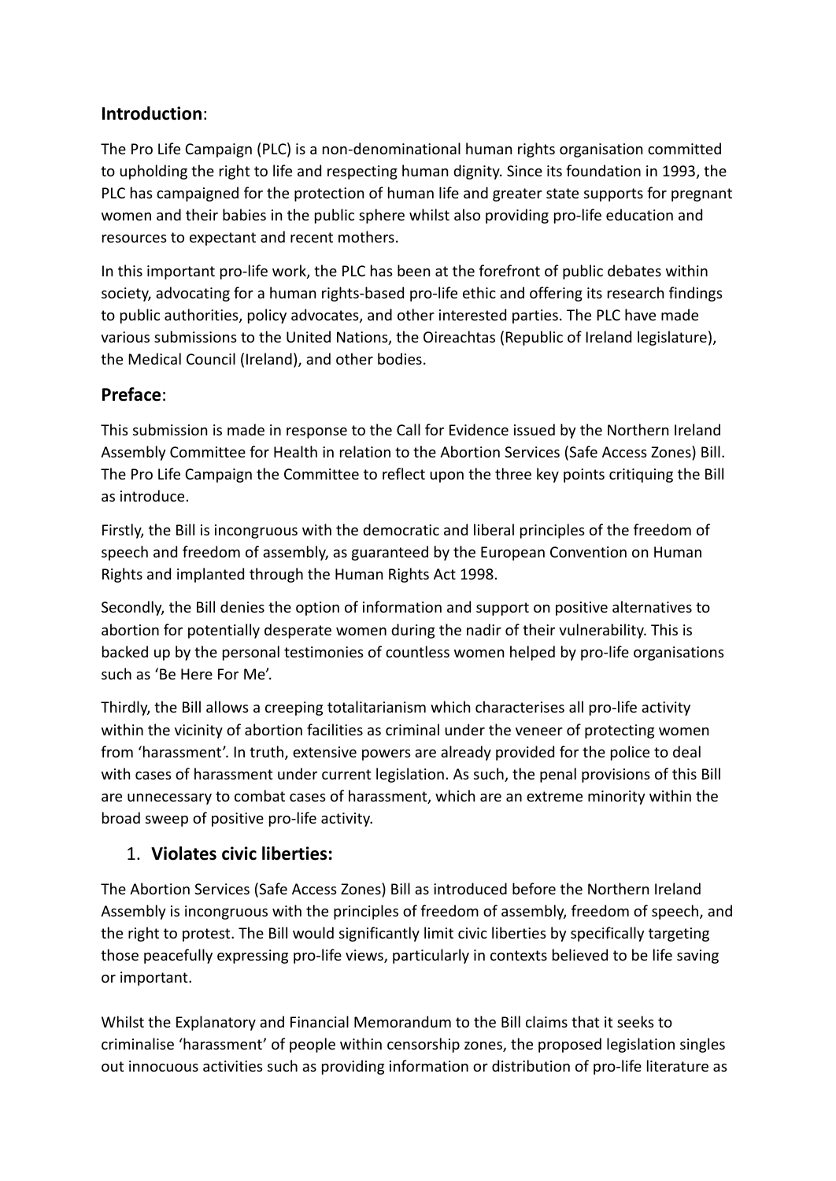## **Introduction**:

The Pro Life Campaign (PLC) is a non-denominational human rights organisation committed to upholding the right to life and respecting human dignity. Since its foundation in 1993, the PLC has campaigned for the protection of human life and greater state supports for pregnant women and their babies in the public sphere whilst also providing pro-life education and resources to expectant and recent mothers.

In this important pro-life work, the PLC has been at the forefront of public debates within society, advocating for a human rights-based pro-life ethic and offering its research findings to public authorities, policy advocates, and other interested parties. The PLC have made various submissions to the United Nations, the Oireachtas (Republic of Ireland legislature), the Medical Council (Ireland), and other bodies.

## **Preface**:

This submission is made in response to the Call for Evidence issued by the Northern Ireland Assembly Committee for Health in relation to the Abortion Services (Safe Access Zones) Bill. The Pro Life Campaign the Committee to reflect upon the three key points critiquing the Bill as introduce.

Firstly, the Bill is incongruous with the democratic and liberal principles of the freedom of speech and freedom of assembly, as guaranteed by the European Convention on Human Rights and implanted through the Human Rights Act 1998.

Secondly, the Bill denies the option of information and support on positive alternatives to abortion for potentially desperate women during the nadir of their vulnerability. This is backed up by the personal testimonies of countless women helped by pro-life organisations such as 'Be Here For Me'.

Thirdly, the Bill allows a creeping totalitarianism which characterises all pro-life activity within the vicinity of abortion facilities as criminal under the veneer of protecting women from 'harassment'. In truth, extensive powers are already provided for the police to deal with cases of harassment under current legislation. As such, the penal provisions of this Bill are unnecessary to combat cases of harassment, which are an extreme minority within the broad sweep of positive pro-life activity.

## 1. **Violates civic liberties:**

The Abortion Services (Safe Access Zones) Bill as introduced before the Northern Ireland Assembly is incongruous with the principles of freedom of assembly, freedom of speech, and the right to protest. The Bill would significantly limit civic liberties by specifically targeting those peacefully expressing pro-life views, particularly in contexts believed to be life saving or important.

Whilst the Explanatory and Financial Memorandum to the Bill claims that it seeks to criminalise 'harassment' of people within censorship zones, the proposed legislation singles out innocuous activities such as providing information or distribution of pro-life literature as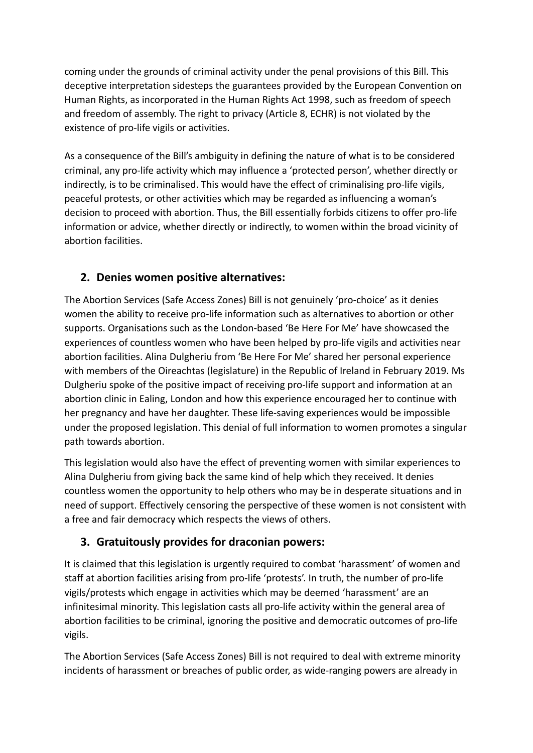coming under the grounds of criminal activity under the penal provisions of this Bill. This deceptive interpretation sidesteps the guarantees provided by the European Convention on Human Rights, as incorporated in the Human Rights Act 1998, such as freedom of speech and freedom of assembly. The right to privacy (Article 8, ECHR) is not violated by the existence of pro-life vigils or activities.

As a consequence of the Bill's ambiguity in defining the nature of what is to be considered criminal, any pro-life activity which may influence a 'protected person', whether directly or indirectly, is to be criminalised. This would have the effect of criminalising pro-life vigils, peaceful protests, or other activities which may be regarded as influencing a woman's decision to proceed with abortion. Thus, the Bill essentially forbids citizens to offer pro-life information or advice, whether directly or indirectly, to women within the broad vicinity of abortion facilities.

## 2. Denies women positive alternatives:

The Abortion Services (Safe Access Zones) Bill is not genuinely 'pro-choice' as it denies women the ability to receive pro-life information such as alternatives to abortion or other supports. Organisations such as the London-based 'Be Here For Me' have showcased the experiences of countless women who have been helped by pro-life vigils and activities near abortion facilities. Alina Dulgheriu from 'Be Here For Me' shared her personal experience with members of the Oireachtas (legislature) in the Republic of Ireland in February 2019. Ms Dulgheriu spoke of the positive impact of receiving pro-life support and information at an abortion clinic in Ealing, London and how this experience encouraged her to continue with her pregnancy and have her daughter. These life-saving experiences would be impossible under the proposed legislation. This denial of full information to women promotes a singular path towards abortion.

This legislation would also have the effect of preventing women with similar experiences to Alina Dulgheriu from giving back the same kind of help which they received. It denies countless women the opportunity to help others who may be in desperate situations and in need of support. Effectively censoring the perspective of these women is not consistent with a free and fair democracy which respects the views of others.

## 3. Gratuitously provides for draconian powers:

It is claimed that this legislation is urgently required to combat 'harassment' of women and staff at abortion facilities arising from pro-life 'protests'. In truth, the number of pro-life vigils/protests which engage in activities which may be deemed 'harassment' are an infinitesimal minority. This legislation casts all pro-life activity within the general area of abortion facilities to be criminal, ignoring the positive and democratic outcomes of pro-life vigils.

The Abortion Services (Safe Access Zones) Bill is not required to deal with extreme minority incidents of harassment or breaches of public order, as wide-ranging powers are already in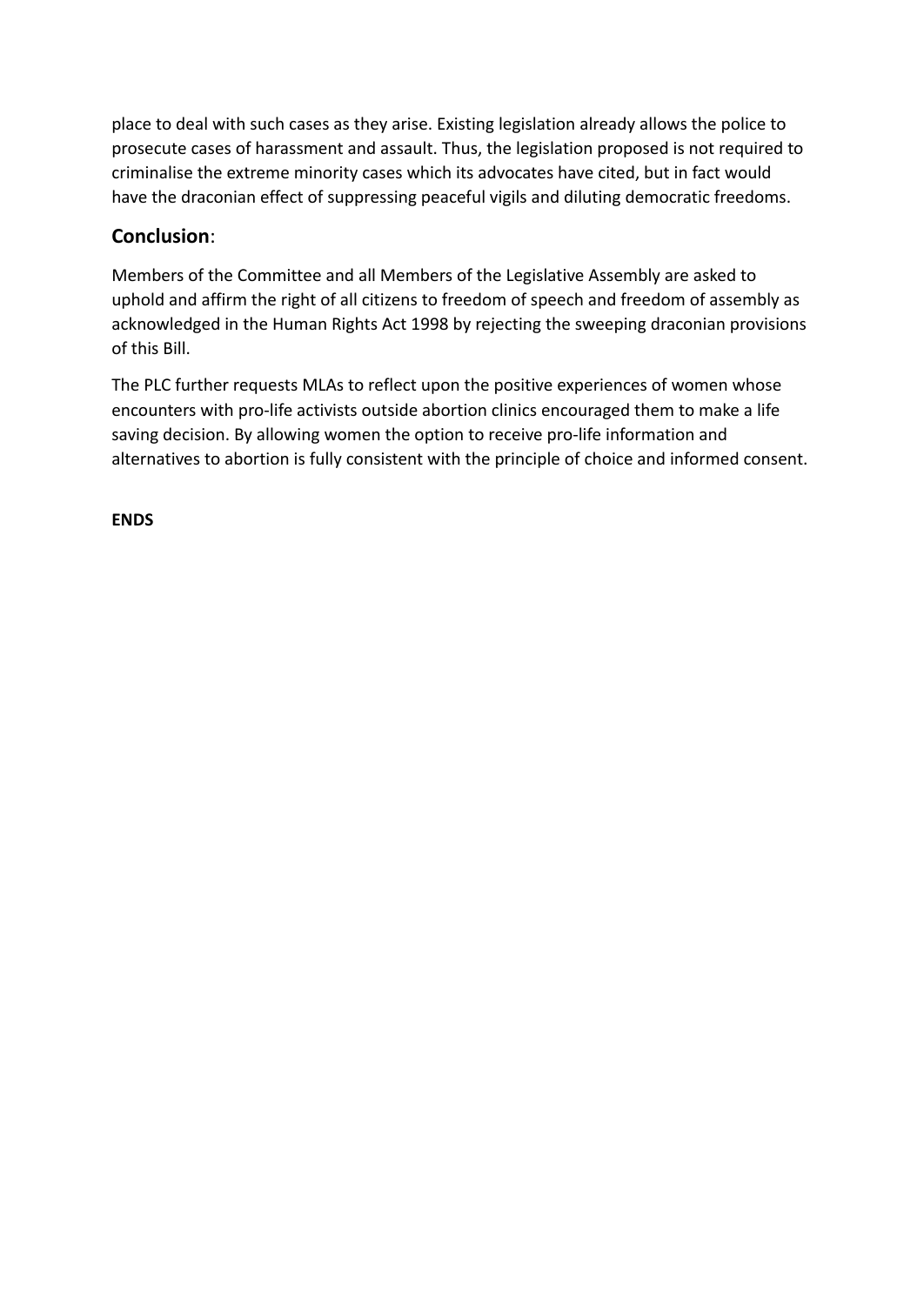place to deal with such cases as they arise. Existing legislation already allows the police to prosecute cases of harassment and assault. Thus, the legislation proposed is not required to criminalise the extreme minority cases which its advocates have cited, but in fact would have the draconian effect of suppressing peaceful vigils and diluting democratic freedoms.

## **Conclusion**:

Members of the Committee and all Members of the Legislative Assembly are asked to uphold and affirm the right of all citizens to freedom of speech and freedom of assembly as acknowledged in the Human Rights Act 1998 by rejecting the sweeping draconian provisions of this Bill.

The PLC further requests MLAs to reflect upon the positive experiences of women whose encounters with pro-life activists outside abortion clinics encouraged them to make a life saving decision. By allowing women the option to receive pro-life information and alternatives to abortion is fully consistent with the principle of choice and informed consent.

**ENDS**